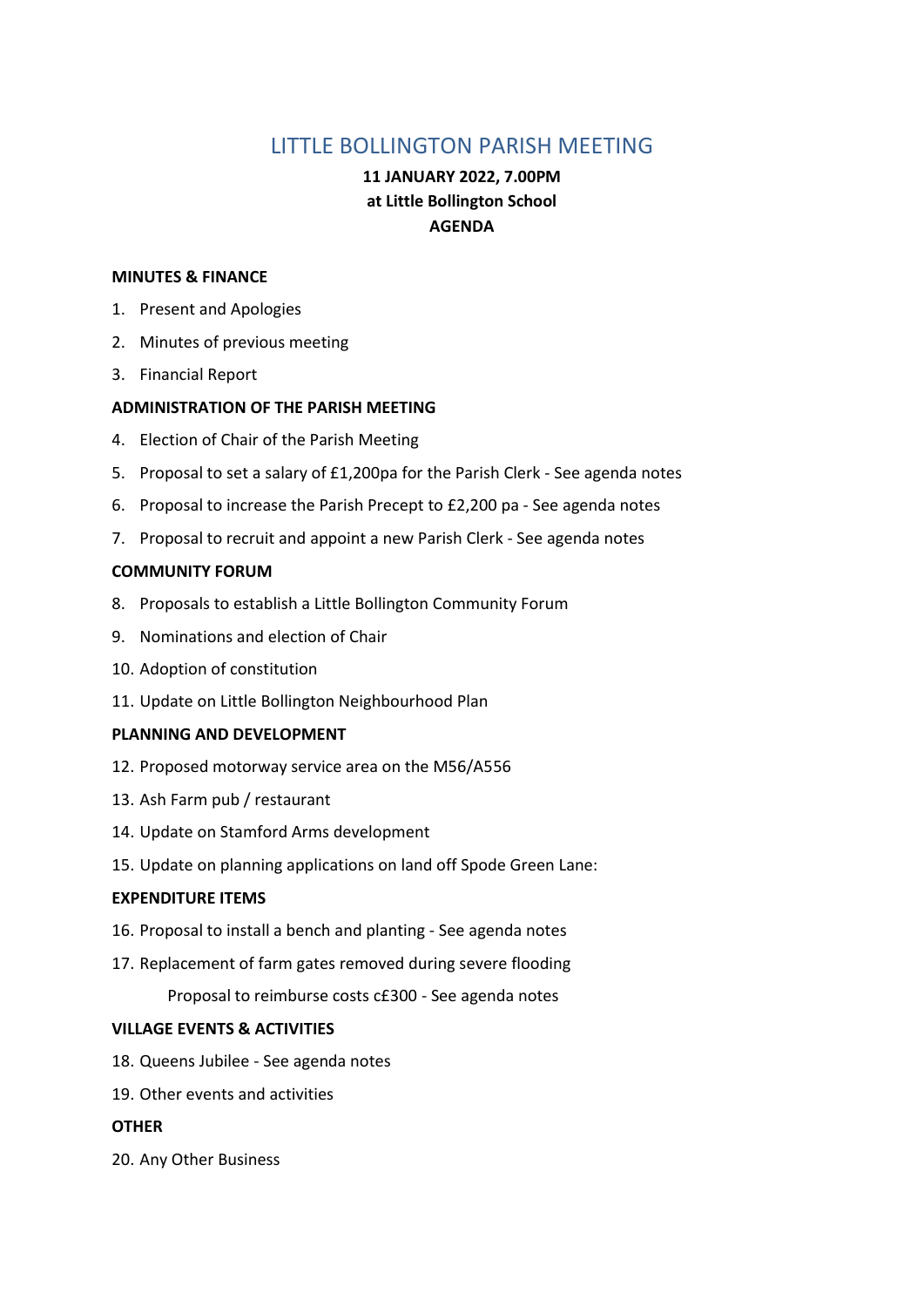# LITTLE BOLLINGTON PARISH MEETING

**11 JANUARY 2022, 7.00PM**
**at Little Bollington School**
**AGENDA**

**MINUTES & FINANCE**

1. Present and Apologies
2. Minutes of previous meeting
3. Financial Report

**ADMINISTRATION OF THE PARISH MEETING**

4. Election of Chair of the Parish Meeting
5. Proposal to set a salary of £1,200pa for the Parish Clerk - See agenda notes
6. Proposal to increase the Parish Precept to £2,200 pa - See agenda notes
7. Proposal to recruit and appoint a new Parish Clerk - See agenda notes

**COMMUNITY FORUM**

8. Proposals to establish a Little Bollington Community Forum
9. Nominations and election of Chair
10. Adoption of constitution
11. Update on Little Bollington Neighbourhood Plan

**PLANNING AND DEVELOPMENT**

12. Proposed motorway service area on the M56/A556
13. Ash Farm pub / restaurant
14. Update on Stamford Arms development
15. Update on planning applications on land off Spode Green Lane:

**EXPENDITURE ITEMS**

16. Proposal to install a bench and planting - See agenda notes
17. Replacement of farm gates removed during severe flooding

    Proposal to reimburse costs c£300 - See agenda notes

**VILLAGE EVENTS & ACTIVITIES**

18. Queens Jubilee - See agenda notes
19. Other events and activities

**OTHER**

20. Any Other Business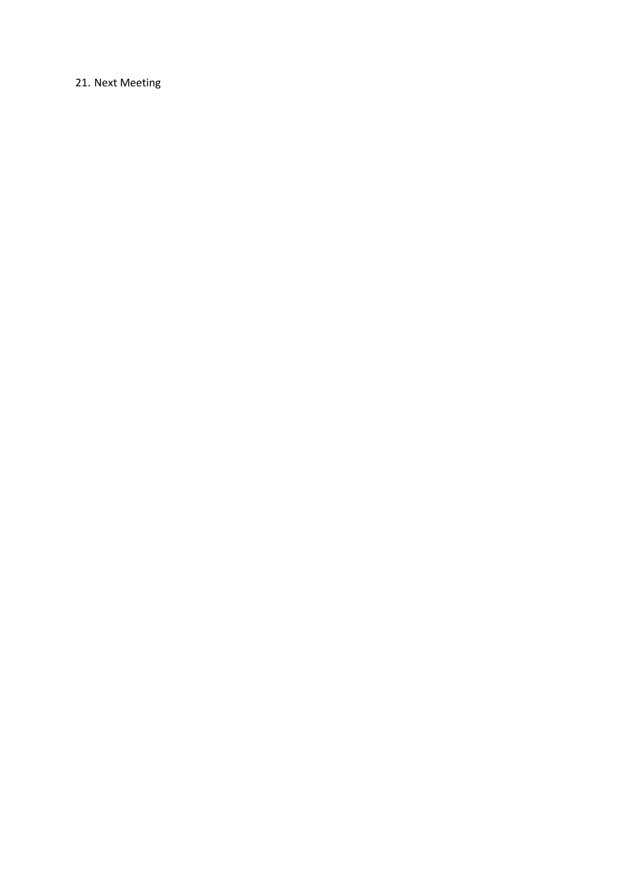21. Next Meeting